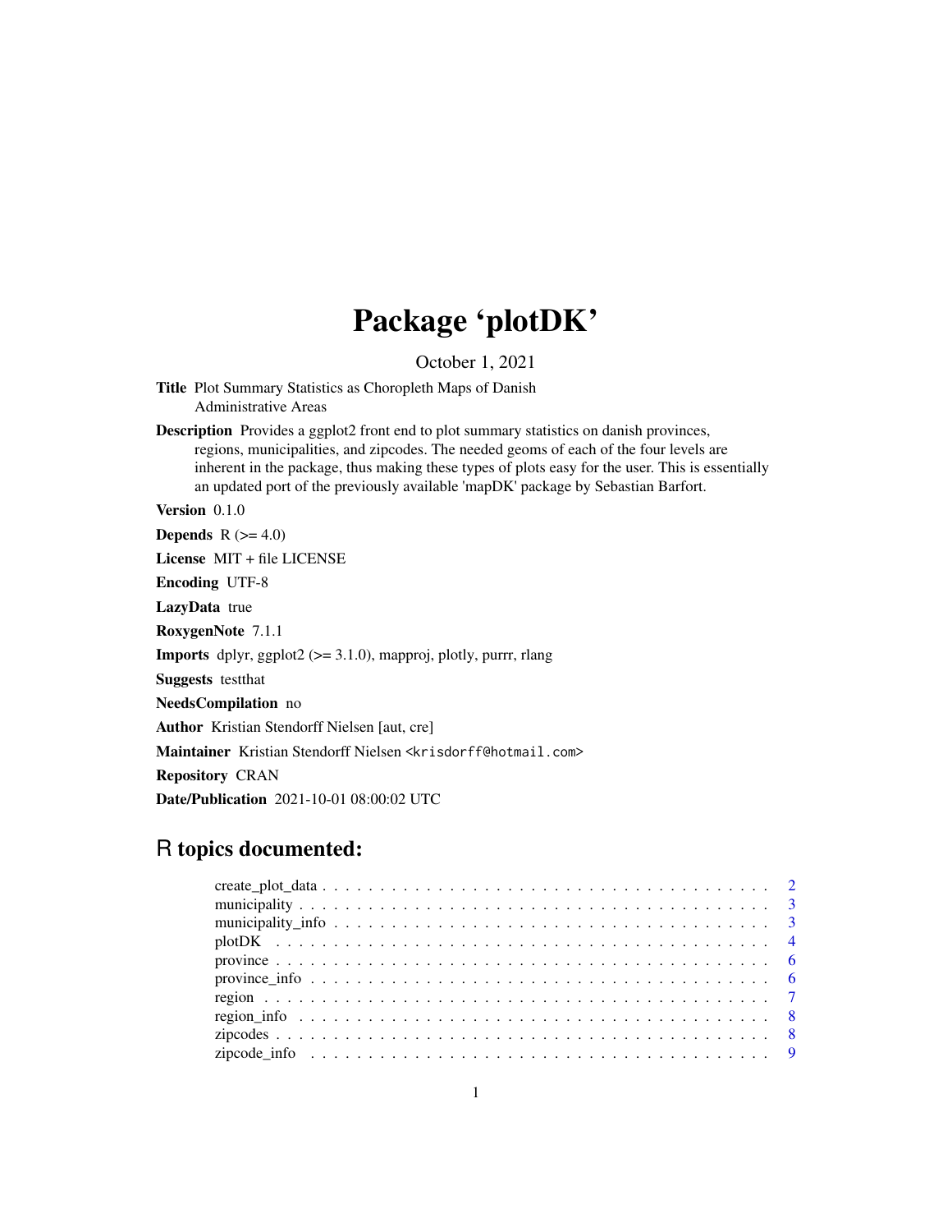# Package 'plotDK'

October 1, 2021

**Title** Plot Summary Statistics as Choropleth Maps of Danish Administrative Areas

**Description** Provides a ggplot2 front end to plot summary statistics on danish provinces, regions, municipalities, and zipcodes. The needed geoms of each of the four levels are inherent in the package, thus making these types of plots easy for the user. This is essentially an updated port of the previously available 'mapDK' package by Sebastian Barfort.

**Version** 0.1.0

**Depends** R (>= 4.0)

**License** MIT + file LICENSE

**Encoding** UTF-8

**LazyData** true

**RoxygenNote** 7.1.1

**Imports** dplyr, ggplot2 (>= 3.1.0), mapproj, plotly, purrr, rlang

**Suggests** testthat

**NeedsCompilation** no

**Author** Kristian Stendorff Nielsen [aut, cre]

**Maintainer** Kristian Stendorff Nielsen <krisdorff@hotmail.com>

**Repository** CRAN

**Date/Publication** 2021-10-01 08:00:02 UTC

## R topics documented:

- create_plot_data . . . . . . . . . . . . . . . . . . . . . . . . . . . . . . . . . . . . 2
- municipality . . . . . . . . . . . . . . . . . . . . . . . . . . . . . . . . . . . . . . 3
- municipality_info . . . . . . . . . . . . . . . . . . . . . . . . . . . . . . . . . . . 3
- plotDK . . . . . . . . . . . . . . . . . . . . . . . . . . . . . . . . . . . . . . . . . 4
- province . . . . . . . . . . . . . . . . . . . . . . . . . . . . . . . . . . . . . . . . 6
- province_info . . . . . . . . . . . . . . . . . . . . . . . . . . . . . . . . . . . . . 6
- region . . . . . . . . . . . . . . . . . . . . . . . . . . . . . . . . . . . . . . . . . 7
- region_info . . . . . . . . . . . . . . . . . . . . . . . . . . . . . . . . . . . . . . 8
- zipcodes . . . . . . . . . . . . . . . . . . . . . . . . . . . . . . . . . . . . . . . . 8
- zipcode_info . . . . . . . . . . . . . . . . . . . . . . . . . . . . . . . . . . . . . . 9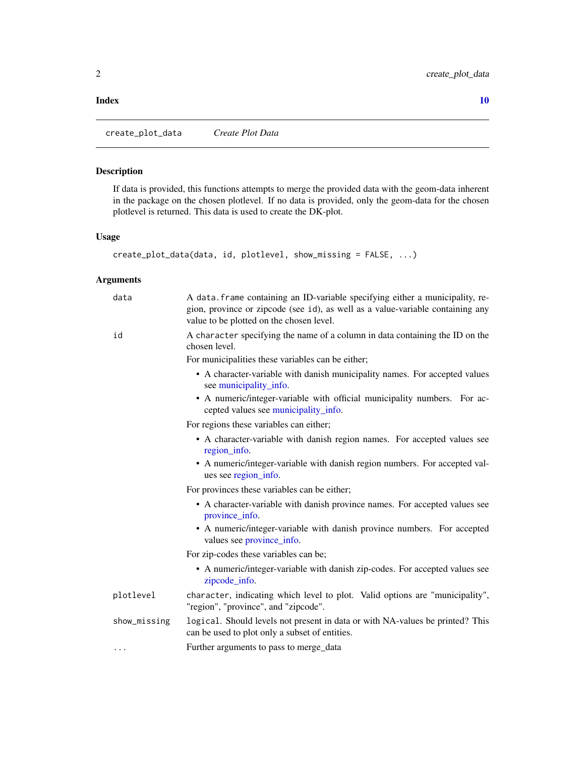**Index** **10**

---

create_plot_data *Create Plot Data*

---

### Description

If data is provided, this functions attempts to merge the provided data with the geom-data inherent in the package on the chosen plotlevel. If no data is provided, only the geom-data for the chosen plotlevel is returned. This data is used to create the DK-plot.

### Usage

```
create_plot_data(data, id, plotlevel, show_missing = FALSE, ...)
```

### Arguments

`data` A `data.frame` containing an ID-variable specifying either a municipality, region, province or zipcode (see `id`), as well as a value-variable containing any value to be plotted on the chosen level.

`id` A `character` specifying the name of a column in data containing the ID on the chosen level.

For municipalities these variables can be either;

- A character-variable with danish municipality names. For accepted values see municipality_info.
- A numeric/integer-variable with official municipality numbers. For accepted values see municipality_info.

For regions these variables can either;

- A character-variable with danish region names. For accepted values see region_info.
- A numeric/integer-variable with danish region numbers. For accepted values see region_info.

For provinces these variables can be either;

- A character-variable with danish province names. For accepted values see province_info.
- A numeric/integer-variable with danish province numbers. For accepted values see province_info.

For zip-codes these variables can be;

- A numeric/integer-variable with danish zip-codes. For accepted values see zipcode_info.

`plotlevel` `character`, indicating which level to plot. Valid options are "municipality", "region", "province", and "zipcode".

`show_missing` `logical`. Should levels not present in data or with NA-values be printed? This can be used to plot only a subset of entities.

`...` Further arguments to pass to merge_data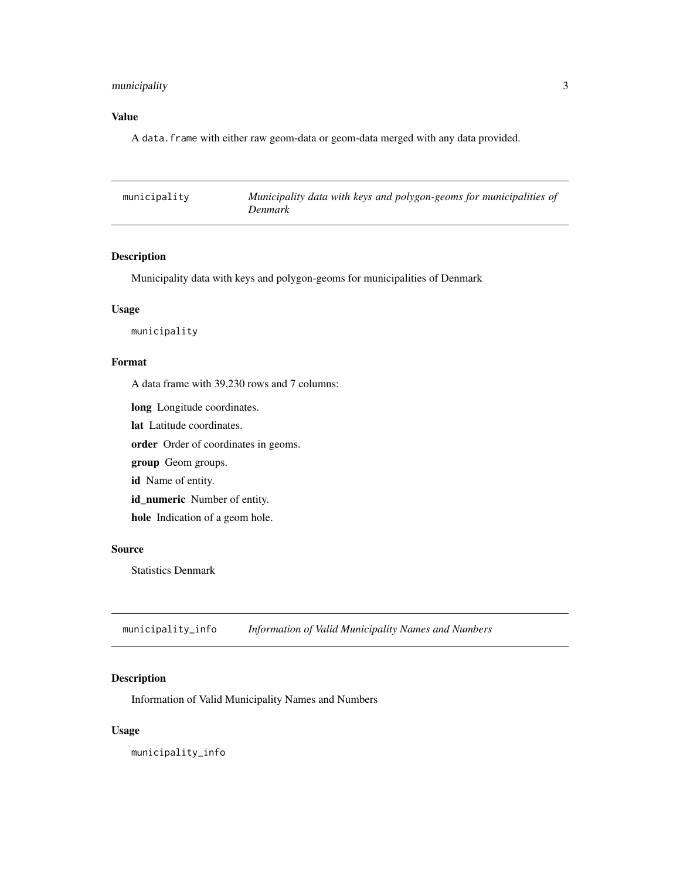### Value

A `data.frame` with either raw geom-data or geom-data merged with any data provided.

---

## municipality    *Municipality data with keys and polygon-geoms for municipalities of Denmark*

---

### Description

Municipality data with keys and polygon-geoms for municipalities of Denmark

### Usage

```
municipality
```

### Format

A data frame with 39,230 rows and 7 columns:

**long** Longitude coordinates.

**lat** Latitude coordinates.

**order** Order of coordinates in geoms.

**group** Geom groups.

**id** Name of entity.

**id_numeric** Number of entity.

**hole** Indication of a geom hole.

### Source

Statistics Denmark

---

## municipality_info    *Information of Valid Municipality Names and Numbers*

---

### Description

Information of Valid Municipality Names and Numbers

### Usage

```
municipality_info
```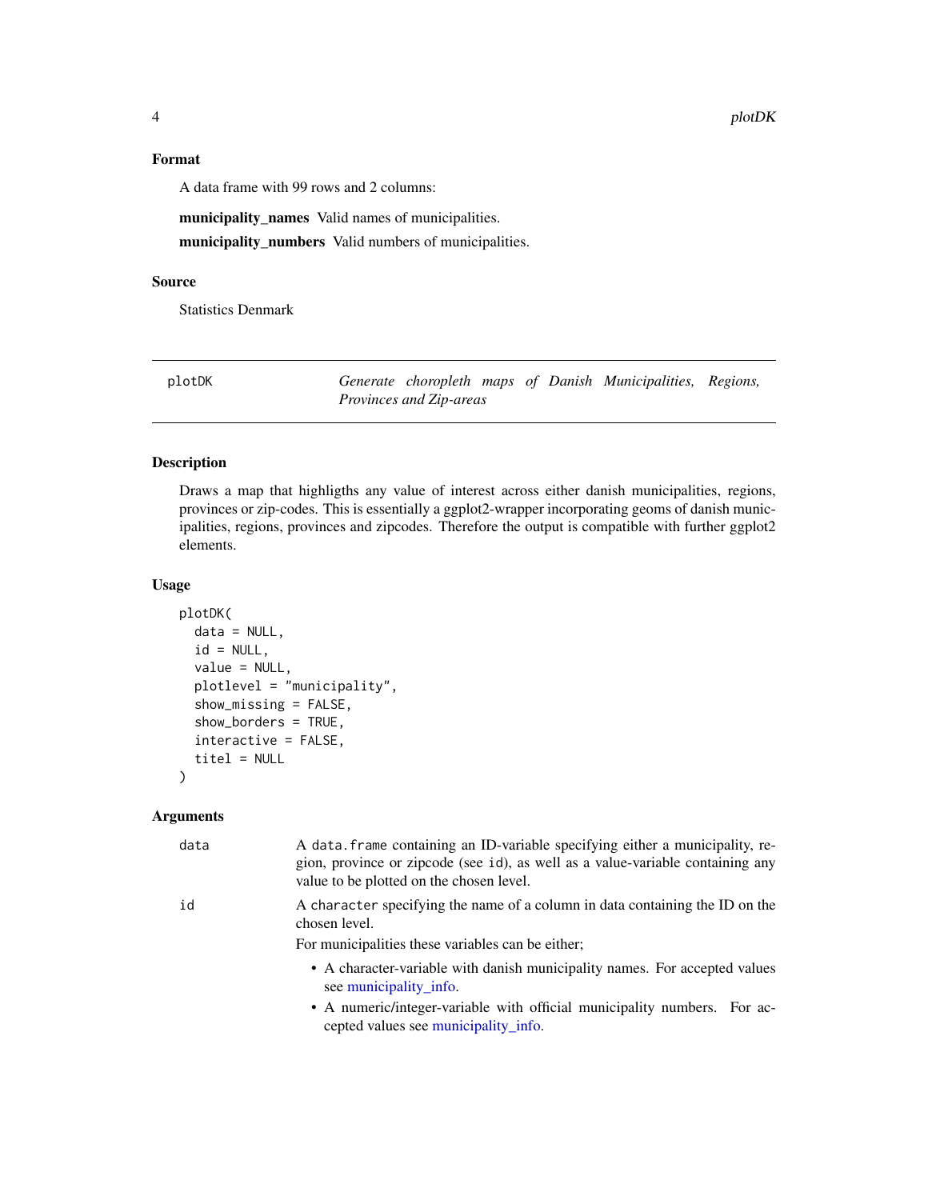## Format

A data frame with 99 rows and 2 columns:

**municipality_names** Valid names of municipalities.

**municipality_numbers** Valid numbers of municipalities.

## Source

Statistics Denmark

---

plotDK — *Generate choropleth maps of Danish Municipalities, Regions, Provinces and Zip-areas*

---

## Description

Draws a map that highligths any value of interest across either danish municipalities, regions, provinces or zip-codes. This is essentially a ggplot2-wrapper incorporating geoms of danish municipalities, regions, provinces and zipcodes. Therefore the output is compatible with further ggplot2 elements.

## Usage

```
plotDK(
  data = NULL,
  id = NULL,
  value = NULL,
  plotlevel = "municipality",
  show_missing = FALSE,
  show_borders = TRUE,
  interactive = FALSE,
  titel = NULL
)
```

## Arguments

`data` A `data.frame` containing an ID-variable specifying either a municipality, region, province or zipcode (see `id`), as well as a value-variable containing any value to be plotted on the chosen level.

`id` A `character` specifying the name of a column in data containing the ID on the chosen level.

For municipalities these variables can be either;

- A character-variable with danish municipality names. For accepted values see municipality_info.
- A numeric/integer-variable with official municipality numbers. For accepted values see municipality_info.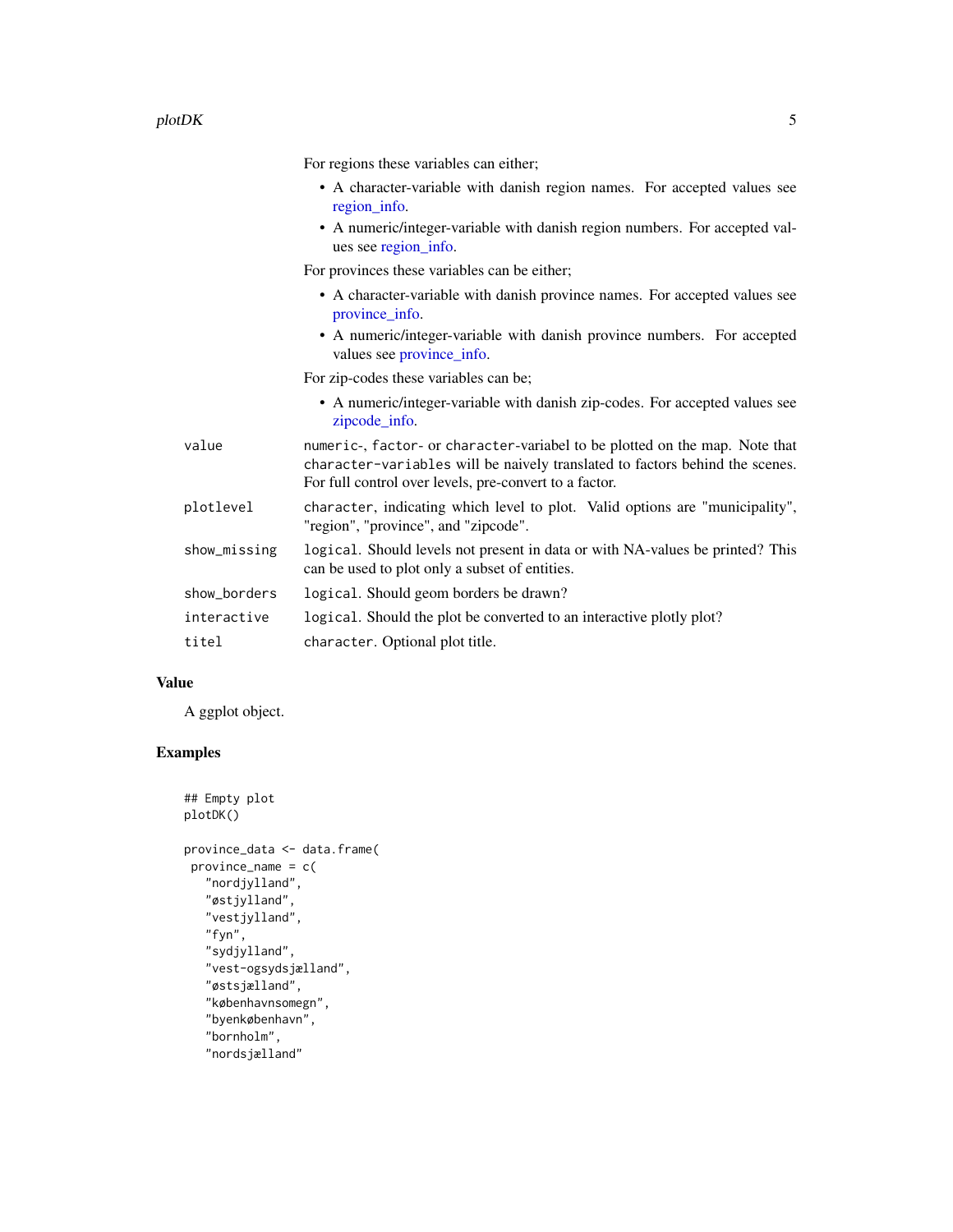For regions these variables can either;

- A character-variable with danish region names. For accepted values see region_info.
- A numeric/integer-variable with danish region numbers. For accepted values see region_info.

For provinces these variables can be either;

- A character-variable with danish province names. For accepted values see province_info.
- A numeric/integer-variable with danish province numbers. For accepted values see province_info.

For zip-codes these variables can be;

- A numeric/integer-variable with danish zip-codes. For accepted values see zipcode_info.

| | |
|---|---|
| `value` | `numeric`-, `factor`- or `character`-variabel to be plotted on the map. Note that `character-variables` will be naively translated to factors behind the scenes. For full control over levels, pre-convert to a factor. |
| `plotlevel` | `character`, indicating which level to plot. Valid options are "municipality", "region", "province", and "zipcode". |
| `show_missing` | `logical`. Should levels not present in data or with NA-values be printed? This can be used to plot only a subset of entities. |
| `show_borders` | `logical`. Should geom borders be drawn? |
| `interactive` | `logical`. Should the plot be converted to an interactive plotly plot? |
| `titel` | `character`. Optional plot title. |

## Value

A ggplot object.

## Examples

```
## Empty plot
plotDK()

province_data <- data.frame(
 province_name = c(
   "nordjylland",
   "østjylland",
   "vestjylland",
   "fyn",
   "sydjylland",
   "vest-ogsydsjælland",
   "østsjælland",
   "københavnsomegn",
   "byenkøbenhavn",
   "bornholm",
   "nordsjælland"
```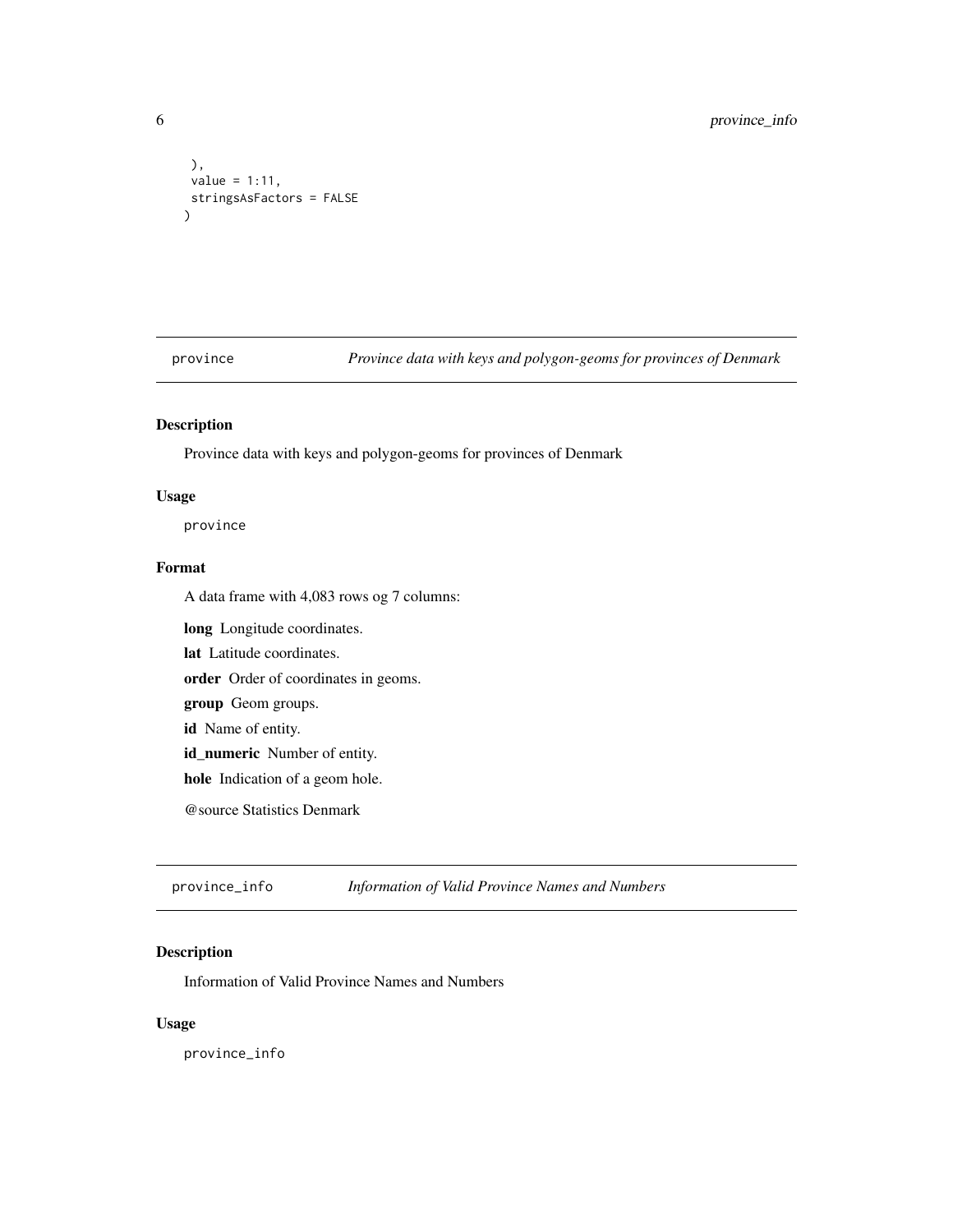```
  ),
  value = 1:11,
  stringsAsFactors = FALSE
)
```

## province — *Province data with keys and polygon-geoms for provinces of Denmark*

### Description

Province data with keys and polygon-geoms for provinces of Denmark

### Usage

```
province
```

### Format

A data frame with 4,083 rows og 7 columns:

**long** Longitude coordinates.

**lat** Latitude coordinates.

**order** Order of coordinates in geoms.

**group** Geom groups.

**id** Name of entity.

**id_numeric** Number of entity.

**hole** Indication of a geom hole.

@source Statistics Denmark

## province_info — *Information of Valid Province Names and Numbers*

### Description

Information of Valid Province Names and Numbers

### Usage

```
province_info
```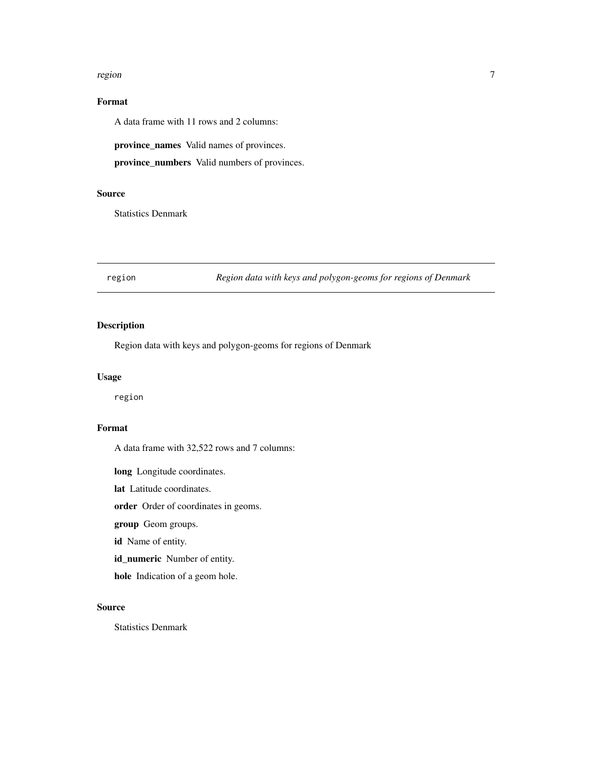## Format

A data frame with 11 rows and 2 columns:

**province_names** Valid names of provinces.

**province_numbers** Valid numbers of provinces.

## Source

Statistics Denmark

---

# region — *Region data with keys and polygon-geoms for regions of Denmark*

## Description

Region data with keys and polygon-geoms for regions of Denmark

## Usage

```
region
```

## Format

A data frame with 32,522 rows and 7 columns:

**long** Longitude coordinates.

**lat** Latitude coordinates.

**order** Order of coordinates in geoms.

**group** Geom groups.

**id** Name of entity.

**id_numeric** Number of entity.

**hole** Indication of a geom hole.

## Source

Statistics Denmark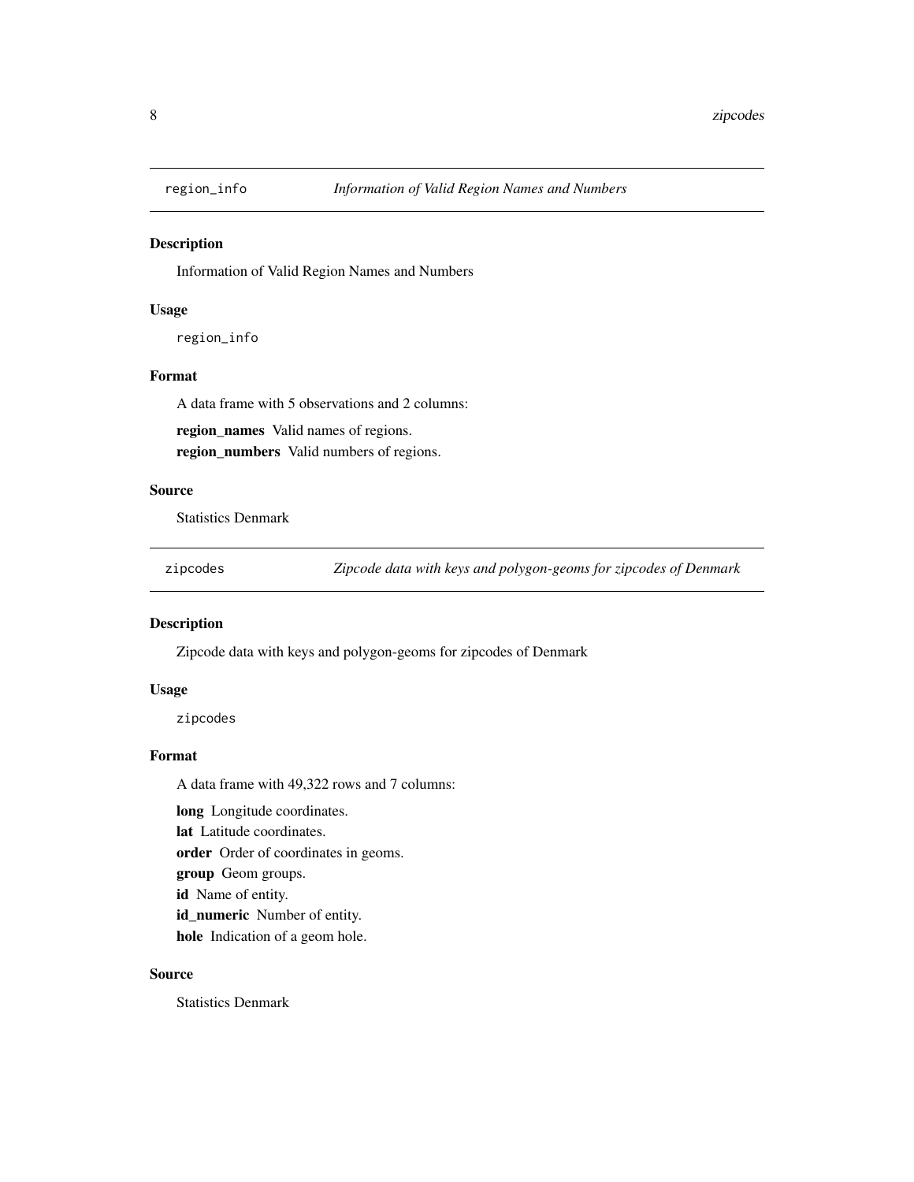## region_info — *Information of Valid Region Names and Numbers*

### Description

Information of Valid Region Names and Numbers

### Usage

```
region_info
```

### Format

A data frame with 5 observations and 2 columns:

**region_names** Valid names of regions.

**region_numbers** Valid numbers of regions.

### Source

Statistics Denmark

## zipcodes — *Zipcode data with keys and polygon-geoms for zipcodes of Denmark*

### Description

Zipcode data with keys and polygon-geoms for zipcodes of Denmark

### Usage

```
zipcodes
```

### Format

A data frame with 49,322 rows and 7 columns:

**long** Longitude coordinates.

**lat** Latitude coordinates.

**order** Order of coordinates in geoms.

**group** Geom groups.

**id** Name of entity.

**id_numeric** Number of entity.

**hole** Indication of a geom hole.

### Source

Statistics Denmark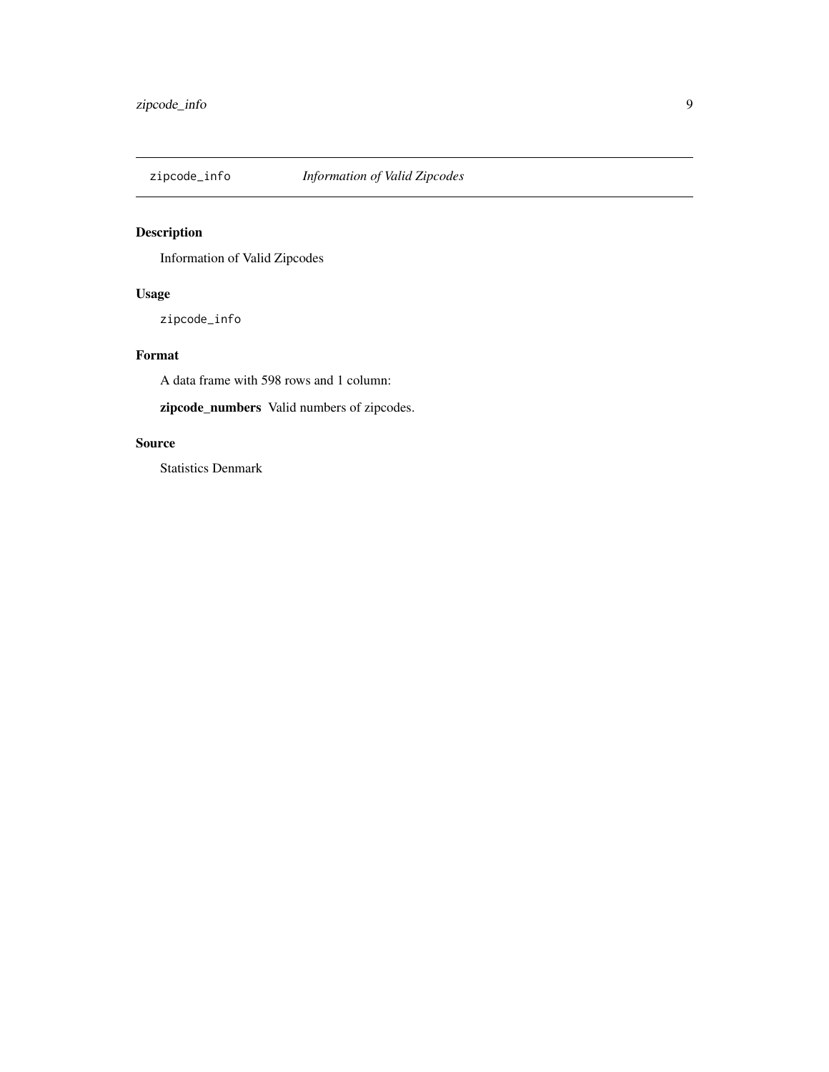zipcode_info *Information of Valid Zipcodes*

## Description

Information of Valid Zipcodes

## Usage

```
zipcode_info
```

## Format

A data frame with 598 rows and 1 column:

**zipcode_numbers** Valid numbers of zipcodes.

## Source

Statistics Denmark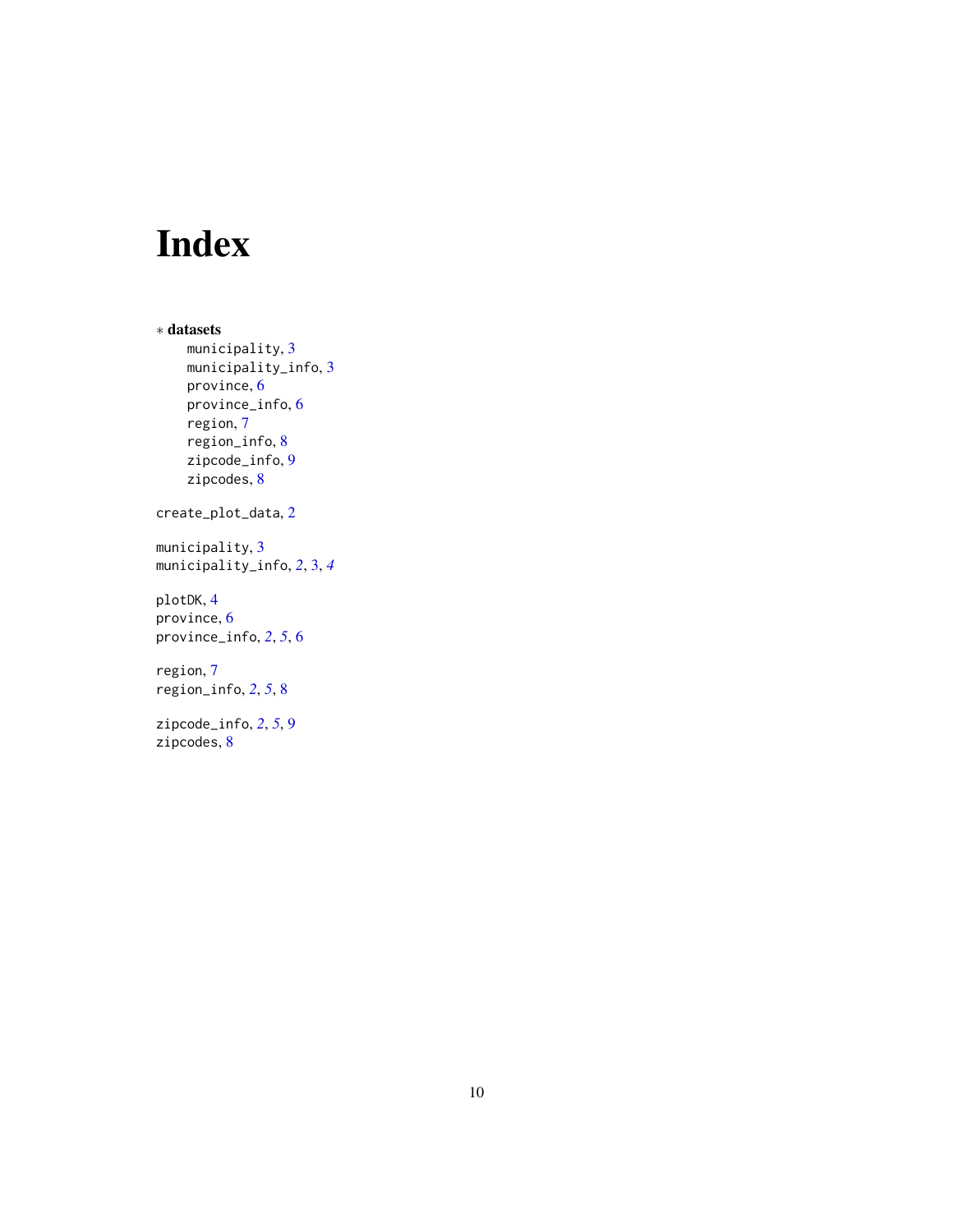# Index

∗ **datasets**

- municipality, 3
- municipality_info, 3
- province, 6
- province_info, 6
- region, 7
- region_info, 8
- zipcode_info, 9
- zipcodes, 8

create_plot_data, 2

municipality, 3
municipality_info, *2*, 3, *4*

plotDK, 4
province, 6
province_info, *2*, *5*, 6

region, 7
region_info, *2*, *5*, 8

zipcode_info, *2*, *5*, 9
zipcodes, 8